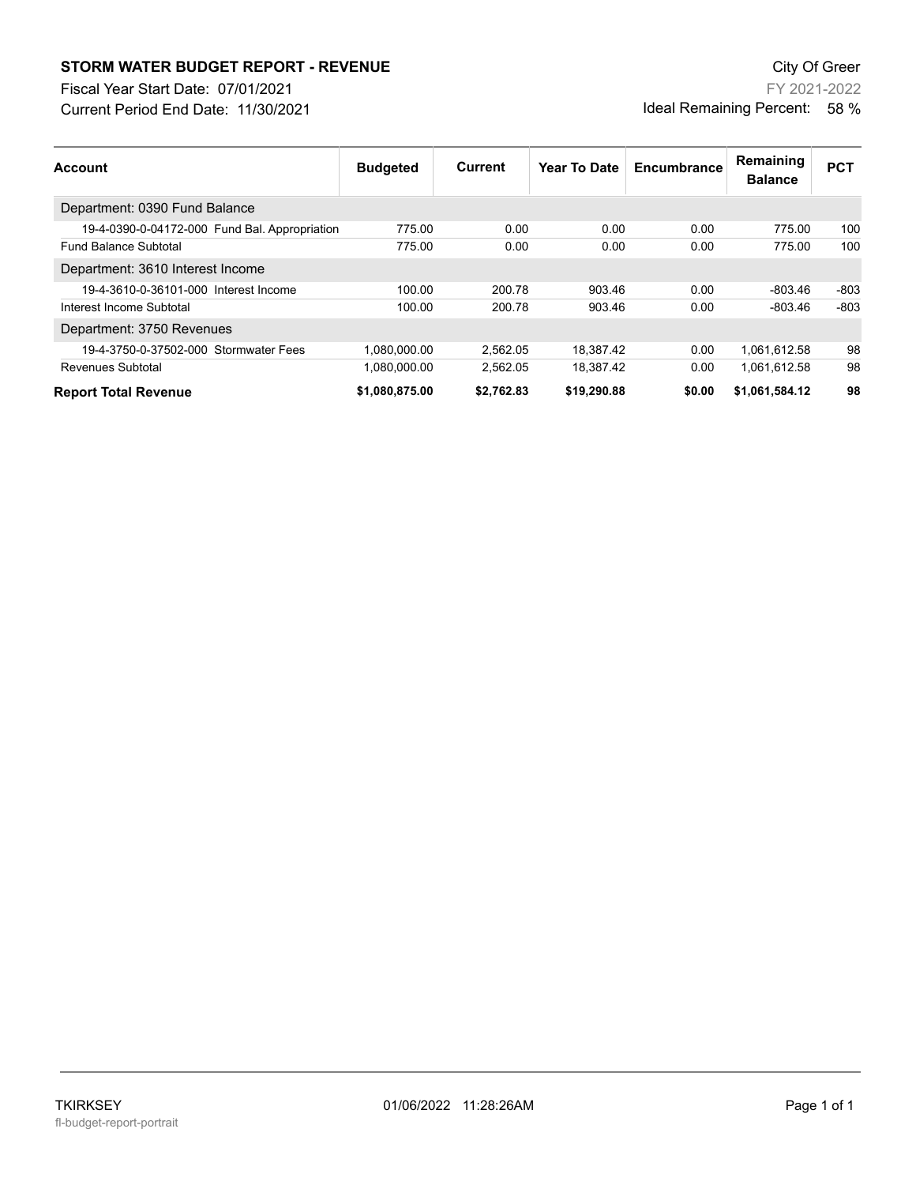# STORM WATER BUDGET REPORT - REVENUE

Fiscal Year Start Date: 07/01/2021
Current Period End Date: 11/30/2021

City Of Greer
FY 2021-2022
Ideal Remaining Percent: 58 %

| Account | Budgeted | Current | Year To Date | Encumbrance | Remaining Balance | PCT |
|---|---|---|---|---|---|---|
| Department: 0390 Fund Balance | | | | | | |
| 19-4-0390-0-04172-000 Fund Bal. Appropriation | 775.00 | 0.00 | 0.00 | 0.00 | 775.00 | 100 |
| Fund Balance Subtotal | 775.00 | 0.00 | 0.00 | 0.00 | 775.00 | 100 |
| Department: 3610 Interest Income | | | | | | |
| 19-4-3610-0-36101-000 Interest Income | 100.00 | 200.78 | 903.46 | 0.00 | -803.46 | -803 |
| Interest Income Subtotal | 100.00 | 200.78 | 903.46 | 0.00 | -803.46 | -803 |
| Department: 3750 Revenues | | | | | | |
| 19-4-3750-0-37502-000 Stormwater Fees | 1,080,000.00 | 2,562.05 | 18,387.42 | 0.00 | 1,061,612.58 | 98 |
| Revenues Subtotal | 1,080,000.00 | 2,562.05 | 18,387.42 | 0.00 | 1,061,612.58 | 98 |
| **Report Total Revenue** | **$1,080,875.00** | **$2,762.83** | **$19,290.88** | **$0.00** | **$1,061,584.12** | **98** |

TKIRKSEY 01/06/2022 11:28:26AM
fl-budget-report-portrait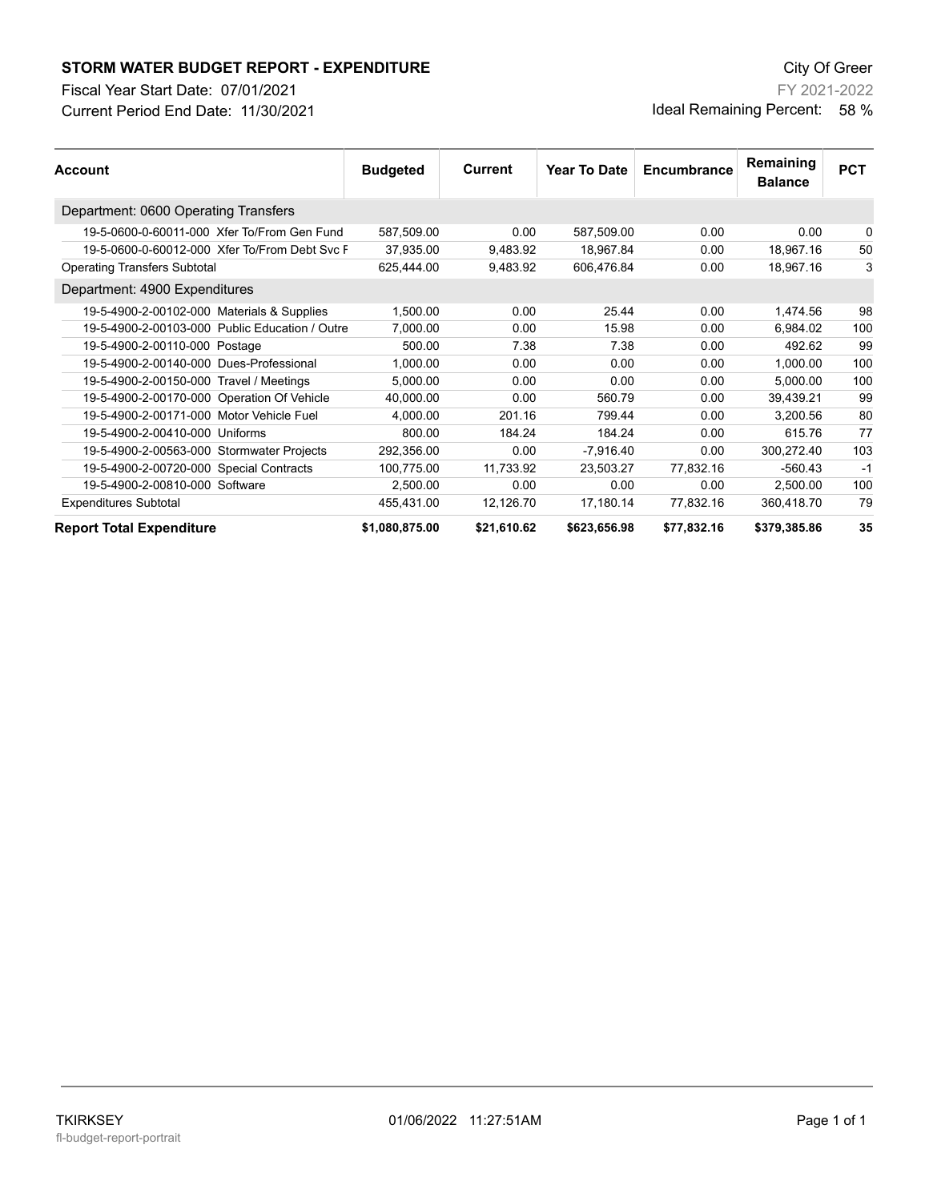**STORM WATER BUDGET REPORT - EXPENDITURE**

Fiscal Year Start Date: 07/01/2021

Current Period End Date: 11/30/2021

City Of Greer

FY 2021-2022

Ideal Remaining Percent: 58 %

| Account | Budgeted | Current | Year To Date | Encumbrance | Remaining Balance | PCT |
|---|---|---|---|---|---|---|
| Department: 0600 Operating Transfers | | | | | | |
| 19-5-0600-0-60011-000 Xfer To/From Gen Fund | 587,509.00 | 0.00 | 587,509.00 | 0.00 | 0.00 | 0 |
| 19-5-0600-0-60012-000 Xfer To/From Debt Svc F | 37,935.00 | 9,483.92 | 18,967.84 | 0.00 | 18,967.16 | 50 |
| Operating Transfers Subtotal | 625,444.00 | 9,483.92 | 606,476.84 | 0.00 | 18,967.16 | 3 |
| Department: 4900 Expenditures | | | | | | |
| 19-5-4900-2-00102-000 Materials & Supplies | 1,500.00 | 0.00 | 25.44 | 0.00 | 1,474.56 | 98 |
| 19-5-4900-2-00103-000 Public Education / Outre | 7,000.00 | 0.00 | 15.98 | 0.00 | 6,984.02 | 100 |
| 19-5-4900-2-00110-000 Postage | 500.00 | 7.38 | 7.38 | 0.00 | 492.62 | 99 |
| 19-5-4900-2-00140-000 Dues-Professional | 1,000.00 | 0.00 | 0.00 | 0.00 | 1,000.00 | 100 |
| 19-5-4900-2-00150-000 Travel / Meetings | 5,000.00 | 0.00 | 0.00 | 0.00 | 5,000.00 | 100 |
| 19-5-4900-2-00170-000 Operation Of Vehicle | 40,000.00 | 0.00 | 560.79 | 0.00 | 39,439.21 | 99 |
| 19-5-4900-2-00171-000 Motor Vehicle Fuel | 4,000.00 | 201.16 | 799.44 | 0.00 | 3,200.56 | 80 |
| 19-5-4900-2-00410-000 Uniforms | 800.00 | 184.24 | 184.24 | 0.00 | 615.76 | 77 |
| 19-5-4900-2-00563-000 Stormwater Projects | 292,356.00 | 0.00 | -7,916.40 | 0.00 | 300,272.40 | 103 |
| 19-5-4900-2-00720-000 Special Contracts | 100,775.00 | 11,733.92 | 23,503.27 | 77,832.16 | -560.43 | -1 |
| 19-5-4900-2-00810-000 Software | 2,500.00 | 0.00 | 0.00 | 0.00 | 2,500.00 | 100 |
| Expenditures Subtotal | 455,431.00 | 12,126.70 | 17,180.14 | 77,832.16 | 360,418.70 | 79 |
| **Report Total Expenditure** | **$1,080,875.00** | **$21,610.62** | **$623,656.98** | **$77,832.16** | **$379,385.86** | **35** |

TKIRKSEY 01/06/2022 11:27:51AM

fl-budget-report-portrait